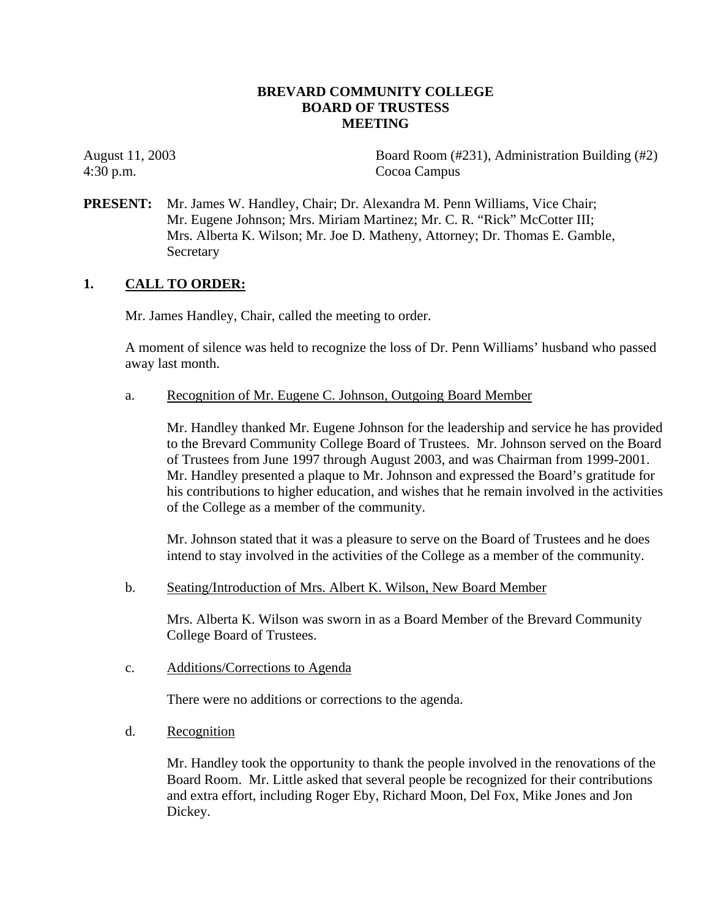**BREVARD COMMUNITY COLLEGE**
**BOARD OF TRUSTESS**
**MEETING**

August 11, 2003
4:30 p.m.

Board Room (#231), Administration Building (#2)
Cocoa Campus

**PRESENT:** Mr. James W. Handley, Chair; Dr. Alexandra M. Penn Williams, Vice Chair; Mr. Eugene Johnson; Mrs. Miriam Martinez; Mr. C. R. "Rick" McCotter III; Mrs. Alberta K. Wilson; Mr. Joe D. Matheny, Attorney; Dr. Thomas E. Gamble, Secretary

## 1. CALL TO ORDER:

Mr. James Handley, Chair, called the meeting to order.

A moment of silence was held to recognize the loss of Dr. Penn Williams' husband who passed away last month.

a. Recognition of Mr. Eugene C. Johnson, Outgoing Board Member

Mr. Handley thanked Mr. Eugene Johnson for the leadership and service he has provided to the Brevard Community College Board of Trustees. Mr. Johnson served on the Board of Trustees from June 1997 through August 2003, and was Chairman from 1999-2001. Mr. Handley presented a plaque to Mr. Johnson and expressed the Board's gratitude for his contributions to higher education, and wishes that he remain involved in the activities of the College as a member of the community.

Mr. Johnson stated that it was a pleasure to serve on the Board of Trustees and he does intend to stay involved in the activities of the College as a member of the community.

b. Seating/Introduction of Mrs. Albert K. Wilson, New Board Member

Mrs. Alberta K. Wilson was sworn in as a Board Member of the Brevard Community College Board of Trustees.

c. Additions/Corrections to Agenda

There were no additions or corrections to the agenda.

d. Recognition

Mr. Handley took the opportunity to thank the people involved in the renovations of the Board Room. Mr. Little asked that several people be recognized for their contributions and extra effort, including Roger Eby, Richard Moon, Del Fox, Mike Jones and Jon Dickey.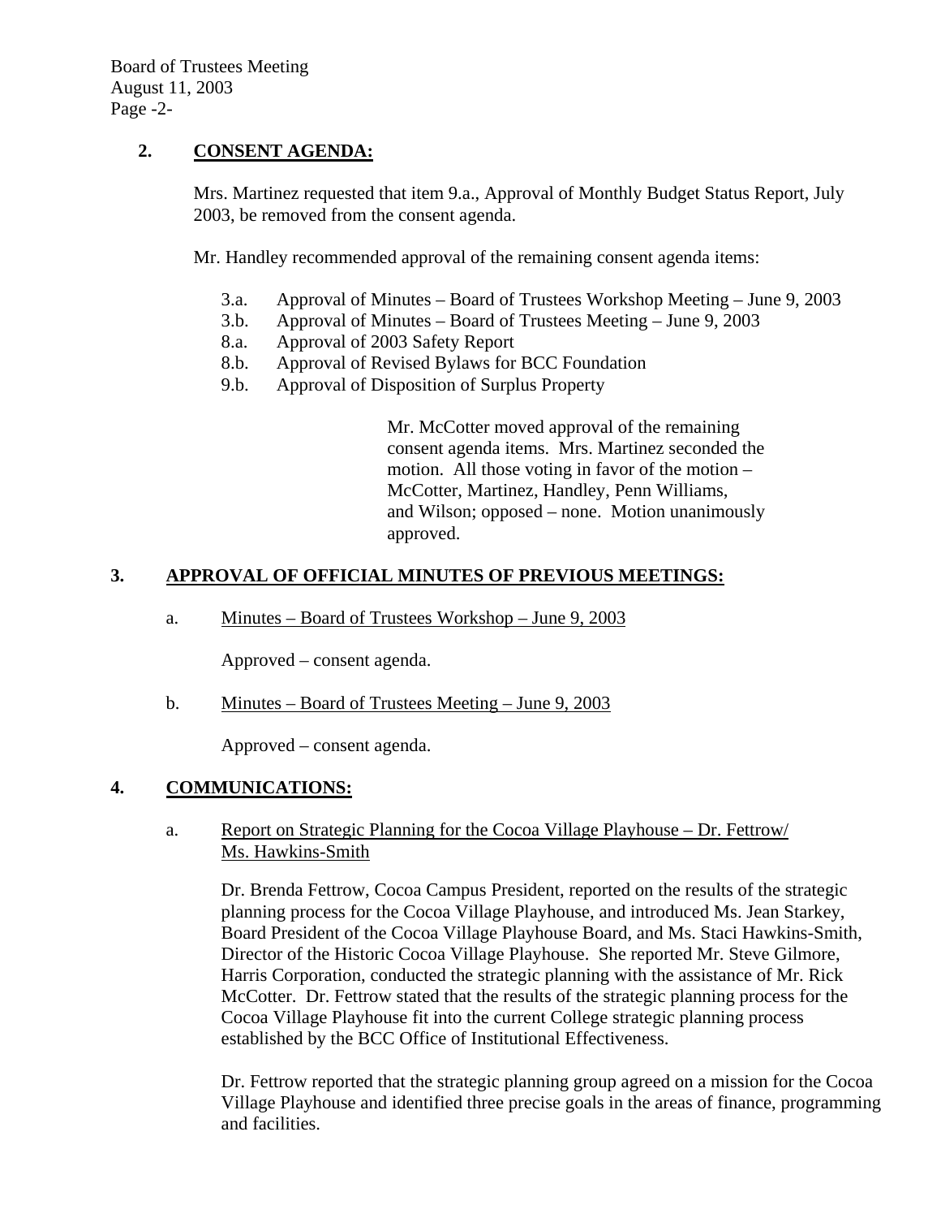## 2. CONSENT AGENDA:

Mrs. Martinez requested that item 9.a., Approval of Monthly Budget Status Report, July 2003, be removed from the consent agenda.

Mr. Handley recommended approval of the remaining consent agenda items:

- 3.a. Approval of Minutes – Board of Trustees Workshop Meeting – June 9, 2003
- 3.b. Approval of Minutes – Board of Trustees Meeting – June 9, 2003
- 8.a. Approval of 2003 Safety Report
- 8.b. Approval of Revised Bylaws for BCC Foundation
- 9.b. Approval of Disposition of Surplus Property

> Mr. McCotter moved approval of the remaining consent agenda items. Mrs. Martinez seconded the motion. All those voting in favor of the motion – McCotter, Martinez, Handley, Penn Williams, and Wilson; opposed – none. Motion unanimously approved.

## 3. APPROVAL OF OFFICIAL MINUTES OF PREVIOUS MEETINGS:

a. Minutes – Board of Trustees Workshop – June 9, 2003

Approved – consent agenda.

b. Minutes – Board of Trustees Meeting – June 9, 2003

Approved – consent agenda.

## 4. COMMUNICATIONS:

a. Report on Strategic Planning for the Cocoa Village Playhouse – Dr. Fettrow/ Ms. Hawkins-Smith

Dr. Brenda Fettrow, Cocoa Campus President, reported on the results of the strategic planning process for the Cocoa Village Playhouse, and introduced Ms. Jean Starkey, Board President of the Cocoa Village Playhouse Board, and Ms. Staci Hawkins-Smith, Director of the Historic Cocoa Village Playhouse. She reported Mr. Steve Gilmore, Harris Corporation, conducted the strategic planning with the assistance of Mr. Rick McCotter. Dr. Fettrow stated that the results of the strategic planning process for the Cocoa Village Playhouse fit into the current College strategic planning process established by the BCC Office of Institutional Effectiveness.

Dr. Fettrow reported that the strategic planning group agreed on a mission for the Cocoa Village Playhouse and identified three precise goals in the areas of finance, programming and facilities.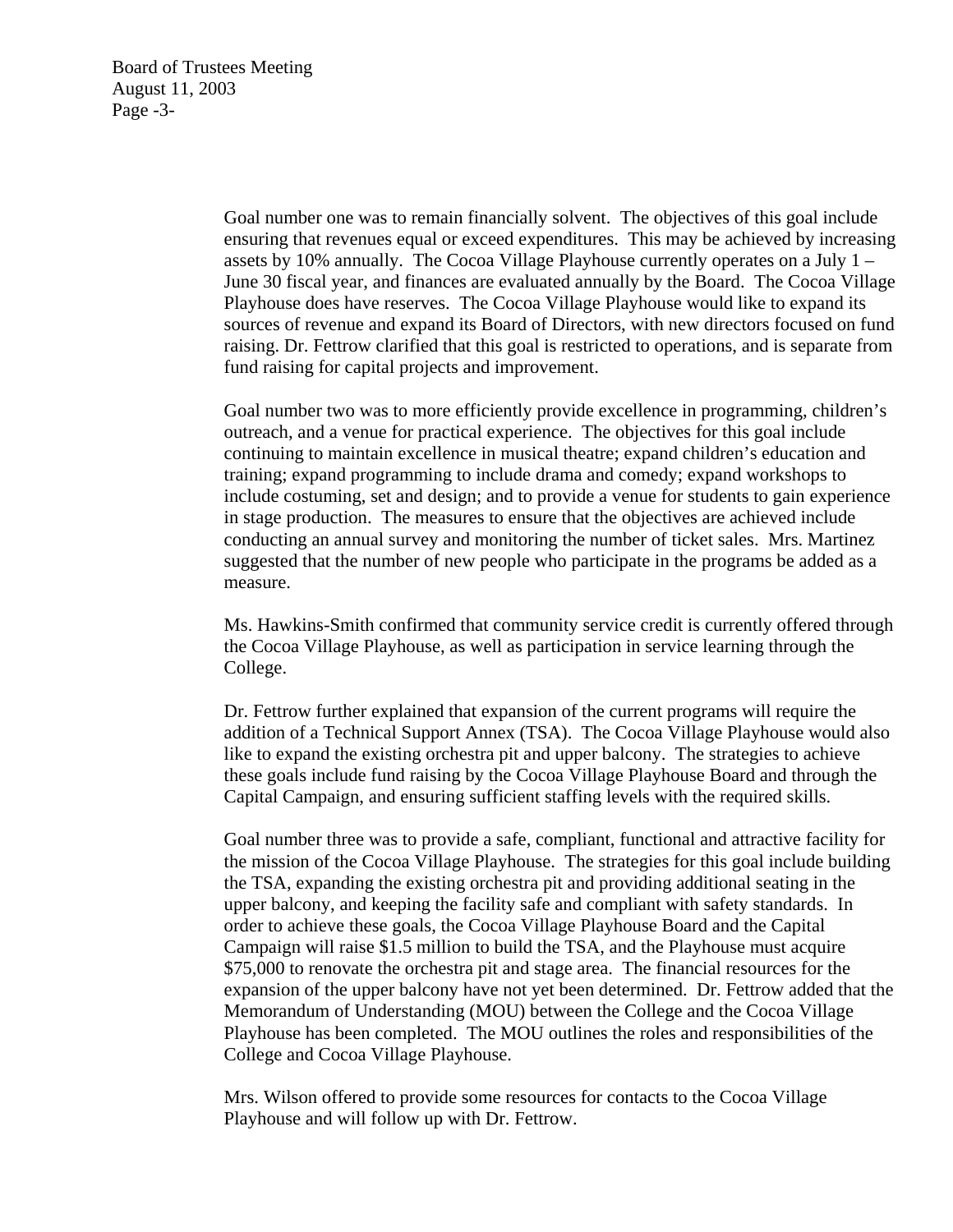Goal number one was to remain financially solvent. The objectives of this goal include ensuring that revenues equal or exceed expenditures. This may be achieved by increasing assets by 10% annually. The Cocoa Village Playhouse currently operates on a July 1 – June 30 fiscal year, and finances are evaluated annually by the Board. The Cocoa Village Playhouse does have reserves. The Cocoa Village Playhouse would like to expand its sources of revenue and expand its Board of Directors, with new directors focused on fund raising. Dr. Fettrow clarified that this goal is restricted to operations, and is separate from fund raising for capital projects and improvement.

Goal number two was to more efficiently provide excellence in programming, children's outreach, and a venue for practical experience. The objectives for this goal include continuing to maintain excellence in musical theatre; expand children's education and training; expand programming to include drama and comedy; expand workshops to include costuming, set and design; and to provide a venue for students to gain experience in stage production. The measures to ensure that the objectives are achieved include conducting an annual survey and monitoring the number of ticket sales. Mrs. Martinez suggested that the number of new people who participate in the programs be added as a measure.

Ms. Hawkins-Smith confirmed that community service credit is currently offered through the Cocoa Village Playhouse, as well as participation in service learning through the College.

Dr. Fettrow further explained that expansion of the current programs will require the addition of a Technical Support Annex (TSA). The Cocoa Village Playhouse would also like to expand the existing orchestra pit and upper balcony. The strategies to achieve these goals include fund raising by the Cocoa Village Playhouse Board and through the Capital Campaign, and ensuring sufficient staffing levels with the required skills.

Goal number three was to provide a safe, compliant, functional and attractive facility for the mission of the Cocoa Village Playhouse. The strategies for this goal include building the TSA, expanding the existing orchestra pit and providing additional seating in the upper balcony, and keeping the facility safe and compliant with safety standards. In order to achieve these goals, the Cocoa Village Playhouse Board and the Capital Campaign will raise $1.5 million to build the TSA, and the Playhouse must acquire $75,000 to renovate the orchestra pit and stage area. The financial resources for the expansion of the upper balcony have not yet been determined. Dr. Fettrow added that the Memorandum of Understanding (MOU) between the College and the Cocoa Village Playhouse has been completed. The MOU outlines the roles and responsibilities of the College and Cocoa Village Playhouse.

Mrs. Wilson offered to provide some resources for contacts to the Cocoa Village Playhouse and will follow up with Dr. Fettrow.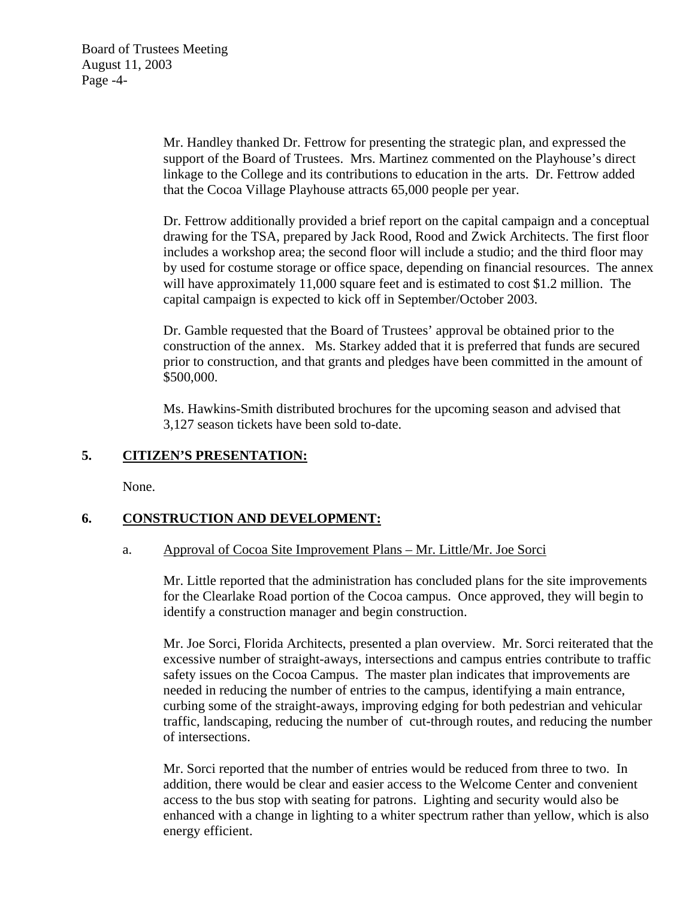Mr. Handley thanked Dr. Fettrow for presenting the strategic plan, and expressed the support of the Board of Trustees. Mrs. Martinez commented on the Playhouse's direct linkage to the College and its contributions to education in the arts. Dr. Fettrow added that the Cocoa Village Playhouse attracts 65,000 people per year.

Dr. Fettrow additionally provided a brief report on the capital campaign and a conceptual drawing for the TSA, prepared by Jack Rood, Rood and Zwick Architects. The first floor includes a workshop area; the second floor will include a studio; and the third floor may by used for costume storage or office space, depending on financial resources. The annex will have approximately 11,000 square feet and is estimated to cost $1.2 million. The capital campaign is expected to kick off in September/October 2003.

Dr. Gamble requested that the Board of Trustees' approval be obtained prior to the construction of the annex. Ms. Starkey added that it is preferred that funds are secured prior to construction, and that grants and pledges have been committed in the amount of $500,000.

Ms. Hawkins-Smith distributed brochures for the upcoming season and advised that 3,127 season tickets have been sold to-date.

## 5. CITIZEN'S PRESENTATION:

None.

## 6. CONSTRUCTION AND DEVELOPMENT:

a. Approval of Cocoa Site Improvement Plans – Mr. Little/Mr. Joe Sorci

Mr. Little reported that the administration has concluded plans for the site improvements for the Clearlake Road portion of the Cocoa campus. Once approved, they will begin to identify a construction manager and begin construction.

Mr. Joe Sorci, Florida Architects, presented a plan overview. Mr. Sorci reiterated that the excessive number of straight-aways, intersections and campus entries contribute to traffic safety issues on the Cocoa Campus. The master plan indicates that improvements are needed in reducing the number of entries to the campus, identifying a main entrance, curbing some of the straight-aways, improving edging for both pedestrian and vehicular traffic, landscaping, reducing the number of cut-through routes, and reducing the number of intersections.

Mr. Sorci reported that the number of entries would be reduced from three to two. In addition, there would be clear and easier access to the Welcome Center and convenient access to the bus stop with seating for patrons. Lighting and security would also be enhanced with a change in lighting to a whiter spectrum rather than yellow, which is also energy efficient.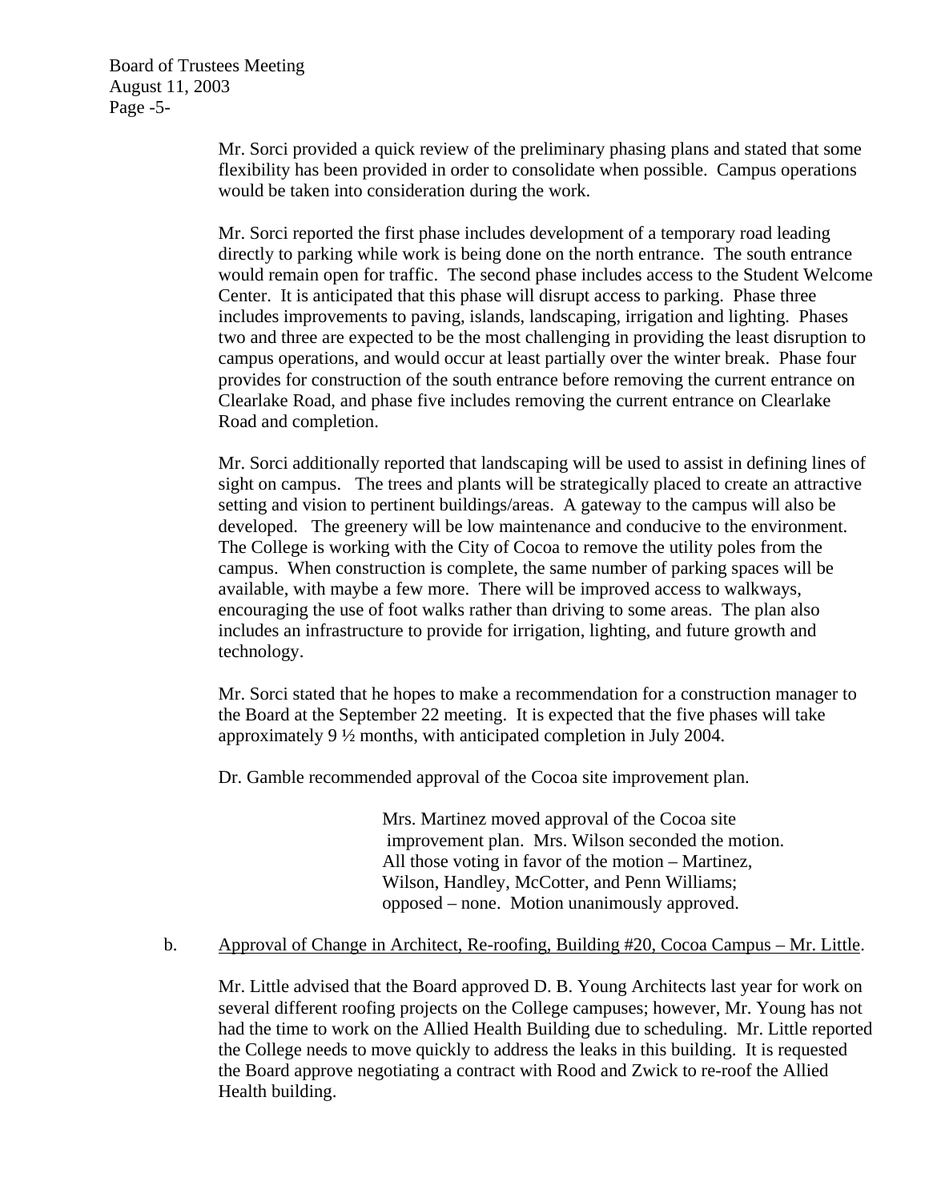Mr. Sorci provided a quick review of the preliminary phasing plans and stated that some flexibility has been provided in order to consolidate when possible. Campus operations would be taken into consideration during the work.

Mr. Sorci reported the first phase includes development of a temporary road leading directly to parking while work is being done on the north entrance. The south entrance would remain open for traffic. The second phase includes access to the Student Welcome Center. It is anticipated that this phase will disrupt access to parking. Phase three includes improvements to paving, islands, landscaping, irrigation and lighting. Phases two and three are expected to be the most challenging in providing the least disruption to campus operations, and would occur at least partially over the winter break. Phase four provides for construction of the south entrance before removing the current entrance on Clearlake Road, and phase five includes removing the current entrance on Clearlake Road and completion.

Mr. Sorci additionally reported that landscaping will be used to assist in defining lines of sight on campus. The trees and plants will be strategically placed to create an attractive setting and vision to pertinent buildings/areas. A gateway to the campus will also be developed. The greenery will be low maintenance and conducive to the environment. The College is working with the City of Cocoa to remove the utility poles from the campus. When construction is complete, the same number of parking spaces will be available, with maybe a few more. There will be improved access to walkways, encouraging the use of foot walks rather than driving to some areas. The plan also includes an infrastructure to provide for irrigation, lighting, and future growth and technology.

Mr. Sorci stated that he hopes to make a recommendation for a construction manager to the Board at the September 22 meeting. It is expected that the five phases will take approximately 9 ½ months, with anticipated completion in July 2004.

Dr. Gamble recommended approval of the Cocoa site improvement plan.

> Mrs. Martinez moved approval of the Cocoa site improvement plan. Mrs. Wilson seconded the motion. All those voting in favor of the motion – Martinez, Wilson, Handley, McCotter, and Penn Williams; opposed – none. Motion unanimously approved.

b. Approval of Change in Architect, Re-roofing, Building #20, Cocoa Campus – Mr. Little.

Mr. Little advised that the Board approved D. B. Young Architects last year for work on several different roofing projects on the College campuses; however, Mr. Young has not had the time to work on the Allied Health Building due to scheduling. Mr. Little reported the College needs to move quickly to address the leaks in this building. It is requested the Board approve negotiating a contract with Rood and Zwick to re-roof the Allied Health building.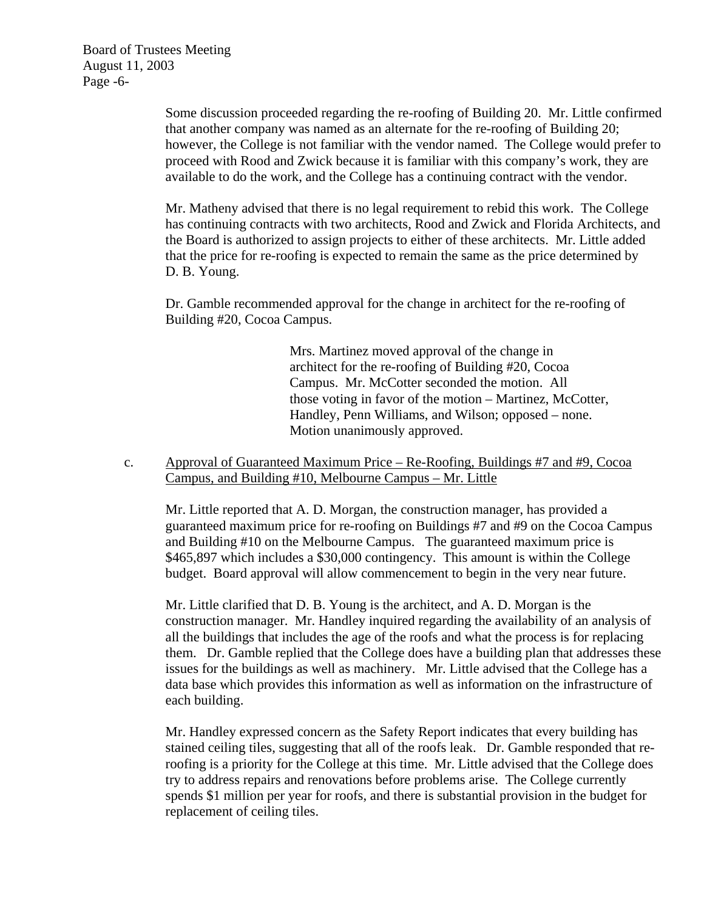Some discussion proceeded regarding the re-roofing of Building 20. Mr. Little confirmed that another company was named as an alternate for the re-roofing of Building 20; however, the College is not familiar with the vendor named. The College would prefer to proceed with Rood and Zwick because it is familiar with this company's work, they are available to do the work, and the College has a continuing contract with the vendor.

Mr. Matheny advised that there is no legal requirement to rebid this work. The College has continuing contracts with two architects, Rood and Zwick and Florida Architects, and the Board is authorized to assign projects to either of these architects. Mr. Little added that the price for re-roofing is expected to remain the same as the price determined by D. B. Young.

Dr. Gamble recommended approval for the change in architect for the re-roofing of Building #20, Cocoa Campus.

> Mrs. Martinez moved approval of the change in architect for the re-roofing of Building #20, Cocoa Campus. Mr. McCotter seconded the motion. All those voting in favor of the motion – Martinez, McCotter, Handley, Penn Williams, and Wilson; opposed – none. Motion unanimously approved.

c. Approval of Guaranteed Maximum Price – Re-Roofing, Buildings #7 and #9, Cocoa Campus, and Building #10, Melbourne Campus – Mr. Little

Mr. Little reported that A. D. Morgan, the construction manager, has provided a guaranteed maximum price for re-roofing on Buildings #7 and #9 on the Cocoa Campus and Building #10 on the Melbourne Campus. The guaranteed maximum price is $465,897 which includes a $30,000 contingency. This amount is within the College budget. Board approval will allow commencement to begin in the very near future.

Mr. Little clarified that D. B. Young is the architect, and A. D. Morgan is the construction manager. Mr. Handley inquired regarding the availability of an analysis of all the buildings that includes the age of the roofs and what the process is for replacing them. Dr. Gamble replied that the College does have a building plan that addresses these issues for the buildings as well as machinery. Mr. Little advised that the College has a data base which provides this information as well as information on the infrastructure of each building.

Mr. Handley expressed concern as the Safety Report indicates that every building has stained ceiling tiles, suggesting that all of the roofs leak. Dr. Gamble responded that re-roofing is a priority for the College at this time. Mr. Little advised that the College does try to address repairs and renovations before problems arise. The College currently spends $1 million per year for roofs, and there is substantial provision in the budget for replacement of ceiling tiles.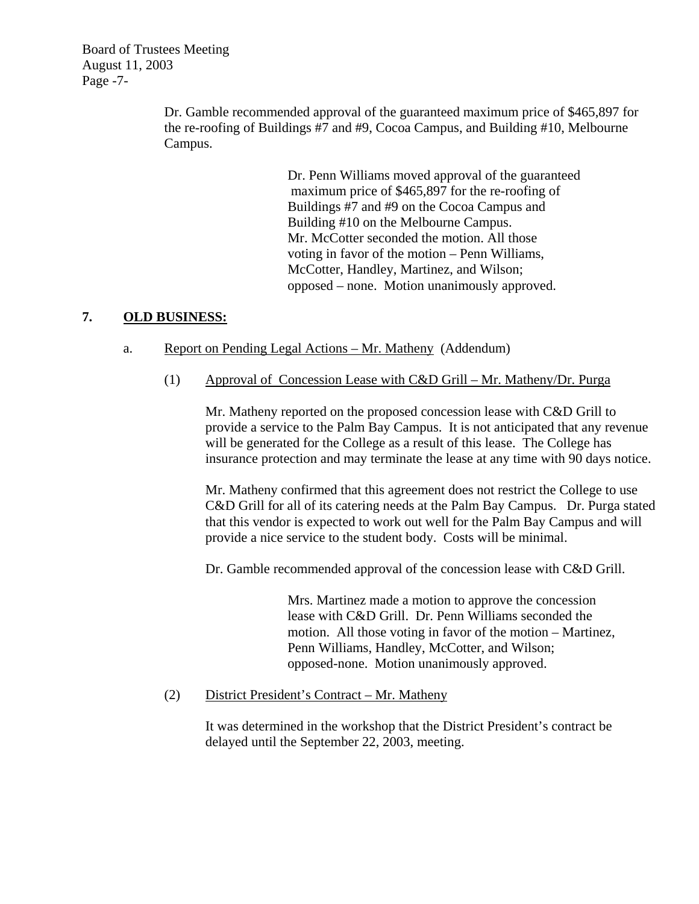Dr. Gamble recommended approval of the guaranteed maximum price of $465,897 for the re-roofing of Buildings #7 and #9, Cocoa Campus, and Building #10, Melbourne Campus.

> Dr. Penn Williams moved approval of the guaranteed maximum price of $465,897 for the re-roofing of Buildings #7 and #9 on the Cocoa Campus and Building #10 on the Melbourne Campus. Mr. McCotter seconded the motion. All those voting in favor of the motion – Penn Williams, McCotter, Handley, Martinez, and Wilson; opposed – none. Motion unanimously approved.

## 7. OLD BUSINESS:

a. Report on Pending Legal Actions – Mr. Matheny (Addendum)

(1) Approval of Concession Lease with C&D Grill – Mr. Matheny/Dr. Purga

Mr. Matheny reported on the proposed concession lease with C&D Grill to provide a service to the Palm Bay Campus. It is not anticipated that any revenue will be generated for the College as a result of this lease. The College has insurance protection and may terminate the lease at any time with 90 days notice.

Mr. Matheny confirmed that this agreement does not restrict the College to use C&D Grill for all of its catering needs at the Palm Bay Campus. Dr. Purga stated that this vendor is expected to work out well for the Palm Bay Campus and will provide a nice service to the student body. Costs will be minimal.

Dr. Gamble recommended approval of the concession lease with C&D Grill.

> Mrs. Martinez made a motion to approve the concession lease with C&D Grill. Dr. Penn Williams seconded the motion. All those voting in favor of the motion – Martinez, Penn Williams, Handley, McCotter, and Wilson; opposed-none. Motion unanimously approved.

(2) District President's Contract – Mr. Matheny

It was determined in the workshop that the District President's contract be delayed until the September 22, 2003, meeting.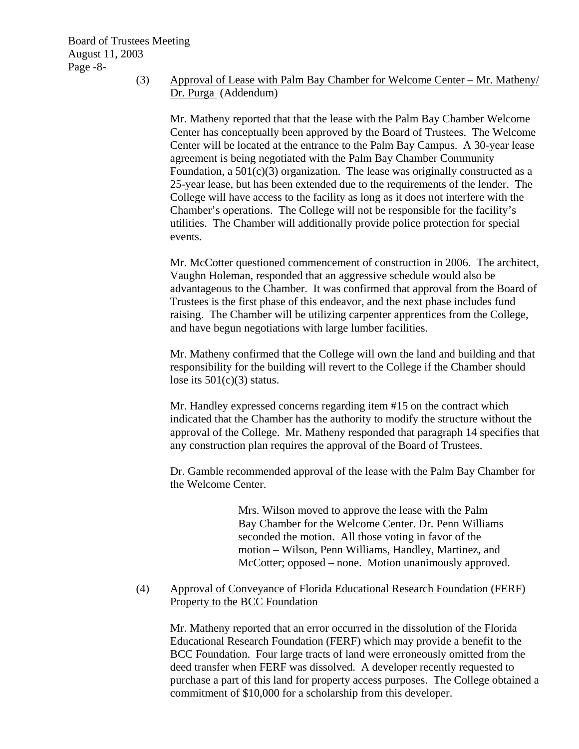(3) Approval of Lease with Palm Bay Chamber for Welcome Center – Mr. Matheny/ Dr. Purga (Addendum)

Mr. Matheny reported that that the lease with the Palm Bay Chamber Welcome Center has conceptually been approved by the Board of Trustees. The Welcome Center will be located at the entrance to the Palm Bay Campus. A 30-year lease agreement is being negotiated with the Palm Bay Chamber Community Foundation, a 501(c)(3) organization. The lease was originally constructed as a 25-year lease, but has been extended due to the requirements of the lender. The College will have access to the facility as long as it does not interfere with the Chamber's operations. The College will not be responsible for the facility's utilities. The Chamber will additionally provide police protection for special events.

Mr. McCotter questioned commencement of construction in 2006. The architect, Vaughn Holeman, responded that an aggressive schedule would also be advantageous to the Chamber. It was confirmed that approval from the Board of Trustees is the first phase of this endeavor, and the next phase includes fund raising. The Chamber will be utilizing carpenter apprentices from the College, and have begun negotiations with large lumber facilities.

Mr. Matheny confirmed that the College will own the land and building and that responsibility for the building will revert to the College if the Chamber should lose its 501(c)(3) status.

Mr. Handley expressed concerns regarding item #15 on the contract which indicated that the Chamber has the authority to modify the structure without the approval of the College. Mr. Matheny responded that paragraph 14 specifies that any construction plan requires the approval of the Board of Trustees.

Dr. Gamble recommended approval of the lease with the Palm Bay Chamber for the Welcome Center.

> Mrs. Wilson moved to approve the lease with the Palm Bay Chamber for the Welcome Center. Dr. Penn Williams seconded the motion. All those voting in favor of the motion – Wilson, Penn Williams, Handley, Martinez, and McCotter; opposed – none. Motion unanimously approved.

(4) Approval of Conveyance of Florida Educational Research Foundation (FERF) Property to the BCC Foundation

Mr. Matheny reported that an error occurred in the dissolution of the Florida Educational Research Foundation (FERF) which may provide a benefit to the BCC Foundation. Four large tracts of land were erroneously omitted from the deed transfer when FERF was dissolved. A developer recently requested to purchase a part of this land for property access purposes. The College obtained a commitment of $10,000 for a scholarship from this developer.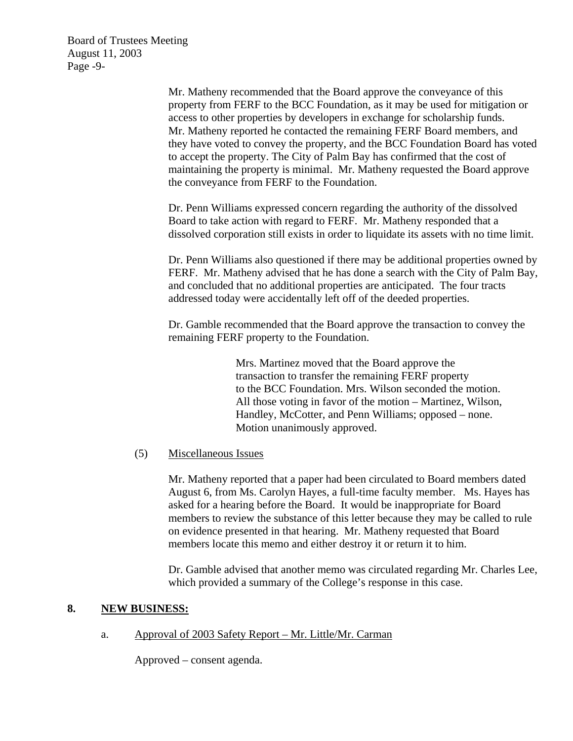Mr. Matheny recommended that the Board approve the conveyance of this property from FERF to the BCC Foundation, as it may be used for mitigation or access to other properties by developers in exchange for scholarship funds. Mr. Matheny reported he contacted the remaining FERF Board members, and they have voted to convey the property, and the BCC Foundation Board has voted to accept the property. The City of Palm Bay has confirmed that the cost of maintaining the property is minimal. Mr. Matheny requested the Board approve the conveyance from FERF to the Foundation.

Dr. Penn Williams expressed concern regarding the authority of the dissolved Board to take action with regard to FERF. Mr. Matheny responded that a dissolved corporation still exists in order to liquidate its assets with no time limit.

Dr. Penn Williams also questioned if there may be additional properties owned by FERF. Mr. Matheny advised that he has done a search with the City of Palm Bay, and concluded that no additional properties are anticipated. The four tracts addressed today were accidentally left off of the deeded properties.

Dr. Gamble recommended that the Board approve the transaction to convey the remaining FERF property to the Foundation.

> Mrs. Martinez moved that the Board approve the transaction to transfer the remaining FERF property to the BCC Foundation. Mrs. Wilson seconded the motion. All those voting in favor of the motion – Martinez, Wilson, Handley, McCotter, and Penn Williams; opposed – none. Motion unanimously approved.

(5) Miscellaneous Issues

Mr. Matheny reported that a paper had been circulated to Board members dated August 6, from Ms. Carolyn Hayes, a full-time faculty member. Ms. Hayes has asked for a hearing before the Board. It would be inappropriate for Board members to review the substance of this letter because they may be called to rule on evidence presented in that hearing. Mr. Matheny requested that Board members locate this memo and either destroy it or return it to him.

Dr. Gamble advised that another memo was circulated regarding Mr. Charles Lee, which provided a summary of the College's response in this case.

## 8. NEW BUSINESS:

a. Approval of 2003 Safety Report – Mr. Little/Mr. Carman

Approved – consent agenda.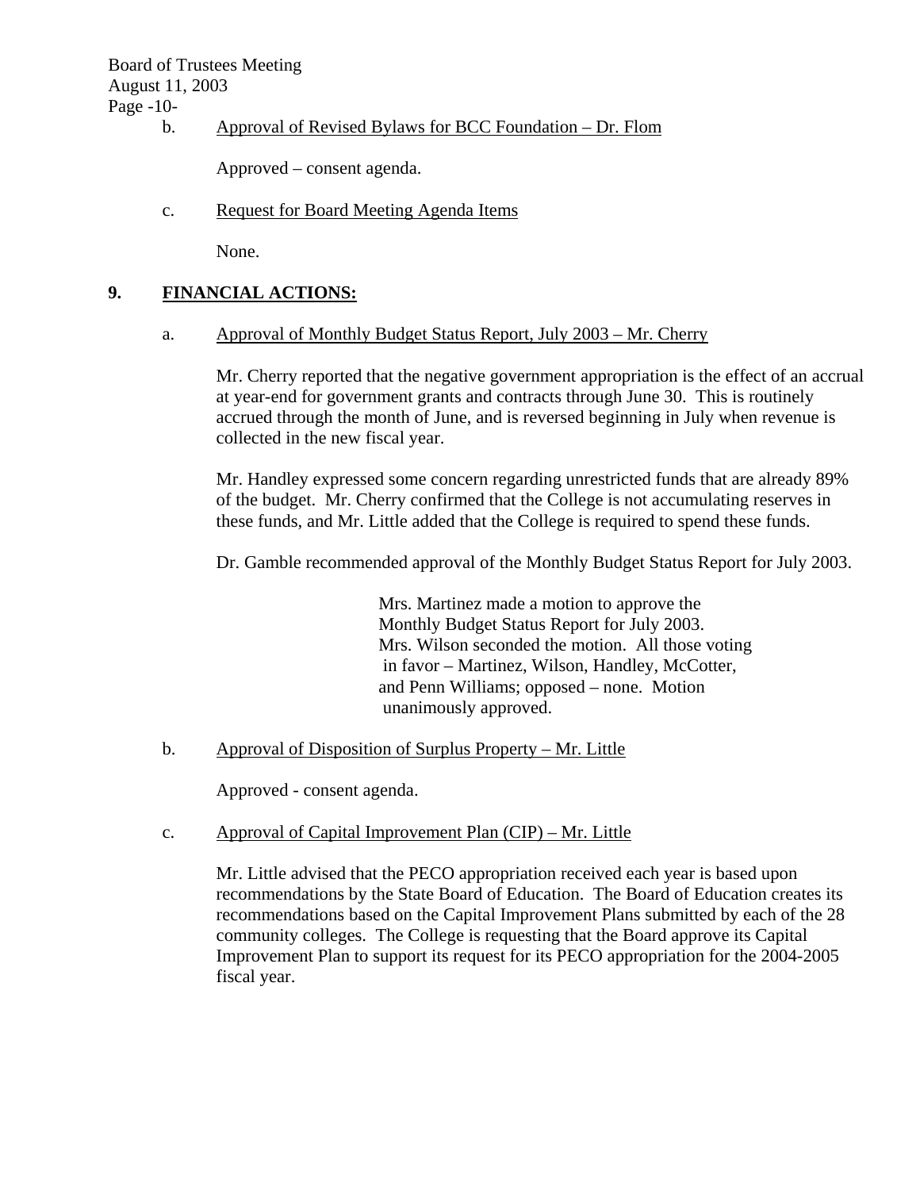b. Approval of Revised Bylaws for BCC Foundation – Dr. Flom

Approved – consent agenda.

c. Request for Board Meeting Agenda Items

None.

## 9. FINANCIAL ACTIONS:

a. Approval of Monthly Budget Status Report, July 2003 – Mr. Cherry

Mr. Cherry reported that the negative government appropriation is the effect of an accrual at year-end for government grants and contracts through June 30. This is routinely accrued through the month of June, and is reversed beginning in July when revenue is collected in the new fiscal year.

Mr. Handley expressed some concern regarding unrestricted funds that are already 89% of the budget. Mr. Cherry confirmed that the College is not accumulating reserves in these funds, and Mr. Little added that the College is required to spend these funds.

Dr. Gamble recommended approval of the Monthly Budget Status Report for July 2003.

> Mrs. Martinez made a motion to approve the Monthly Budget Status Report for July 2003. Mrs. Wilson seconded the motion. All those voting in favor – Martinez, Wilson, Handley, McCotter, and Penn Williams; opposed – none. Motion unanimously approved.

b. Approval of Disposition of Surplus Property – Mr. Little

Approved - consent agenda.

c. Approval of Capital Improvement Plan (CIP) – Mr. Little

Mr. Little advised that the PECO appropriation received each year is based upon recommendations by the State Board of Education. The Board of Education creates its recommendations based on the Capital Improvement Plans submitted by each of the 28 community colleges. The College is requesting that the Board approve its Capital Improvement Plan to support its request for its PECO appropriation for the 2004-2005 fiscal year.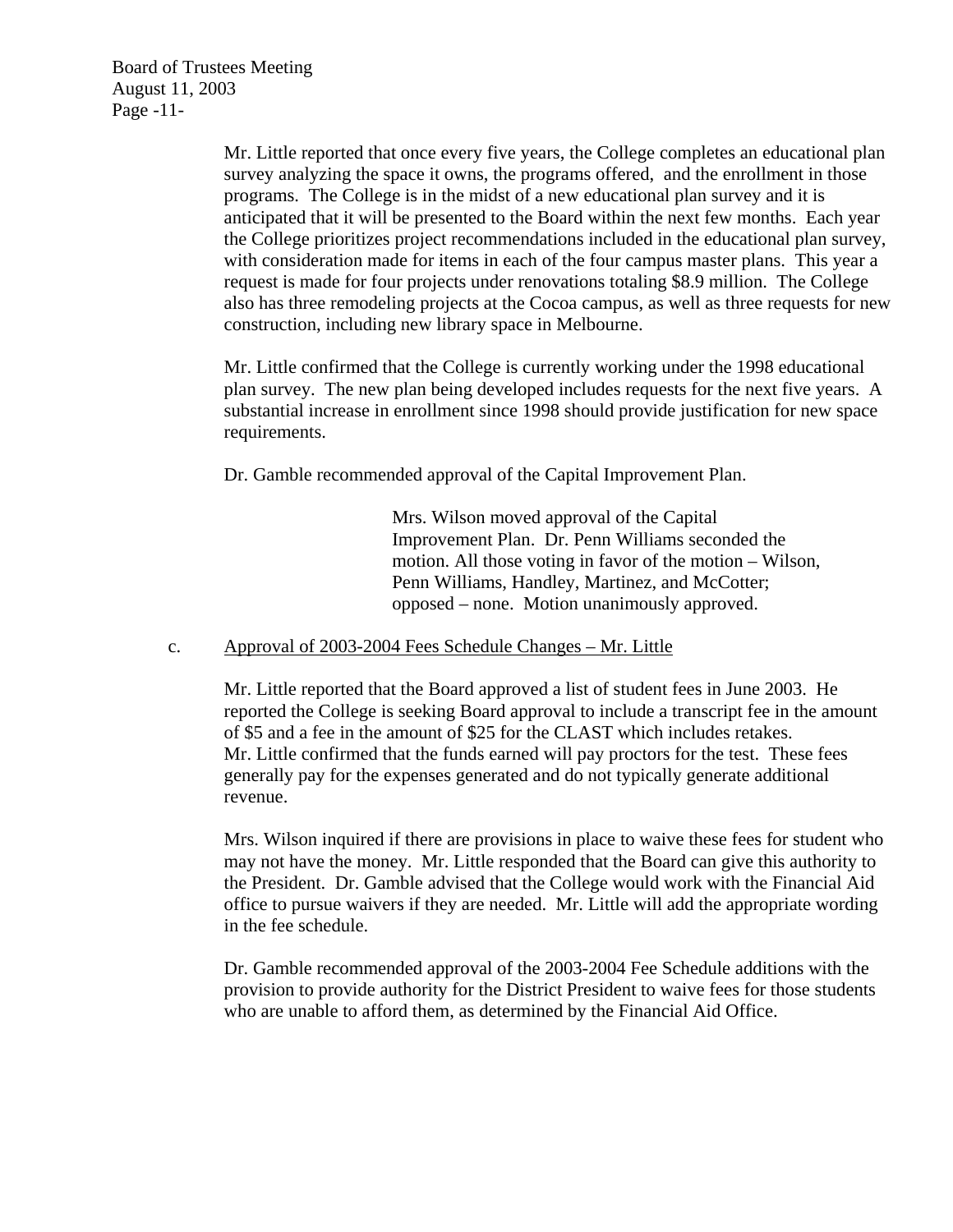Mr. Little reported that once every five years, the College completes an educational plan survey analyzing the space it owns, the programs offered, and the enrollment in those programs. The College is in the midst of a new educational plan survey and it is anticipated that it will be presented to the Board within the next few months. Each year the College prioritizes project recommendations included in the educational plan survey, with consideration made for items in each of the four campus master plans. This year a request is made for four projects under renovations totaling $8.9 million. The College also has three remodeling projects at the Cocoa campus, as well as three requests for new construction, including new library space in Melbourne.

Mr. Little confirmed that the College is currently working under the 1998 educational plan survey. The new plan being developed includes requests for the next five years. A substantial increase in enrollment since 1998 should provide justification for new space requirements.

Dr. Gamble recommended approval of the Capital Improvement Plan.

> Mrs. Wilson moved approval of the Capital Improvement Plan. Dr. Penn Williams seconded the motion. All those voting in favor of the motion – Wilson, Penn Williams, Handley, Martinez, and McCotter; opposed – none. Motion unanimously approved.

c. Approval of 2003-2004 Fees Schedule Changes – Mr. Little

Mr. Little reported that the Board approved a list of student fees in June 2003. He reported the College is seeking Board approval to include a transcript fee in the amount of $5 and a fee in the amount of $25 for the CLAST which includes retakes. Mr. Little confirmed that the funds earned will pay proctors for the test. These fees generally pay for the expenses generated and do not typically generate additional revenue.

Mrs. Wilson inquired if there are provisions in place to waive these fees for student who may not have the money. Mr. Little responded that the Board can give this authority to the President. Dr. Gamble advised that the College would work with the Financial Aid office to pursue waivers if they are needed. Mr. Little will add the appropriate wording in the fee schedule.

Dr. Gamble recommended approval of the 2003-2004 Fee Schedule additions with the provision to provide authority for the District President to waive fees for those students who are unable to afford them, as determined by the Financial Aid Office.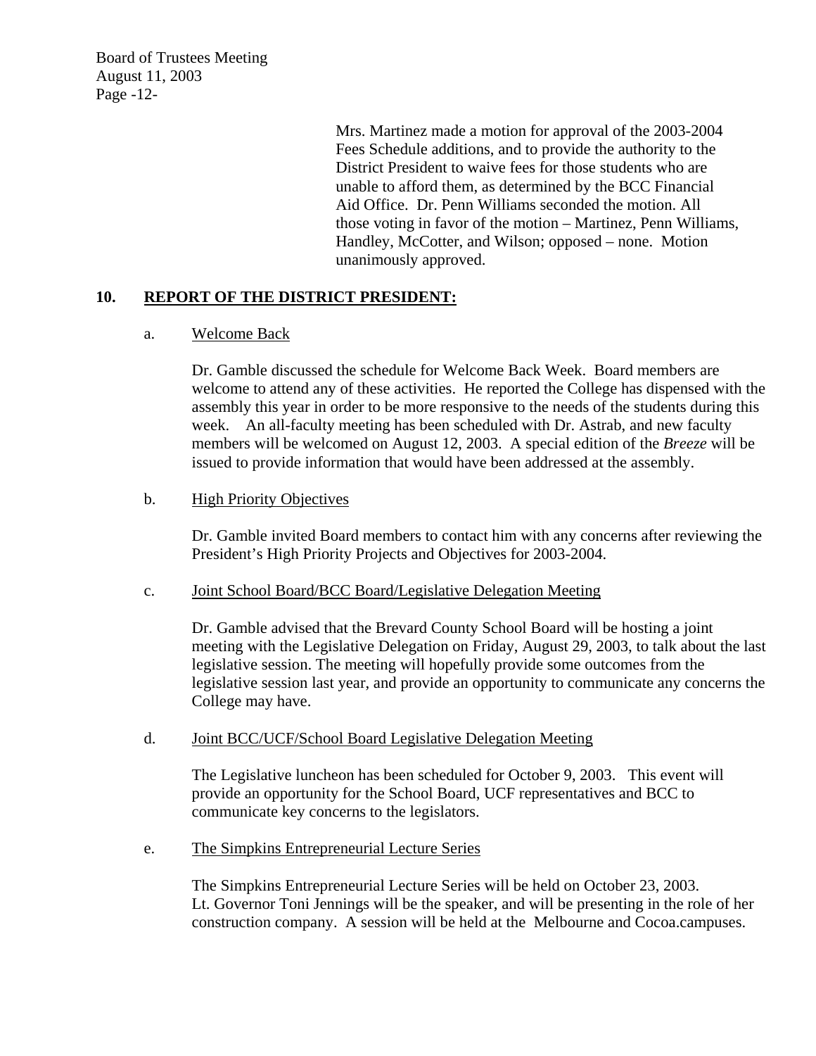Mrs. Martinez made a motion for approval of the 2003-2004 Fees Schedule additions, and to provide the authority to the District President to waive fees for those students who are unable to afford them, as determined by the BCC Financial Aid Office. Dr. Penn Williams seconded the motion. All those voting in favor of the motion – Martinez, Penn Williams, Handley, McCotter, and Wilson; opposed – none. Motion unanimously approved.

## 10. REPORT OF THE DISTRICT PRESIDENT:

### a. Welcome Back

Dr. Gamble discussed the schedule for Welcome Back Week. Board members are welcome to attend any of these activities. He reported the College has dispensed with the assembly this year in order to be more responsive to the needs of the students during this week. An all-faculty meeting has been scheduled with Dr. Astrab, and new faculty members will be welcomed on August 12, 2003. A special edition of the *Breeze* will be issued to provide information that would have been addressed at the assembly.

### b. High Priority Objectives

Dr. Gamble invited Board members to contact him with any concerns after reviewing the President's High Priority Projects and Objectives for 2003-2004.

### c. Joint School Board/BCC Board/Legislative Delegation Meeting

Dr. Gamble advised that the Brevard County School Board will be hosting a joint meeting with the Legislative Delegation on Friday, August 29, 2003, to talk about the last legislative session. The meeting will hopefully provide some outcomes from the legislative session last year, and provide an opportunity to communicate any concerns the College may have.

### d. Joint BCC/UCF/School Board Legislative Delegation Meeting

The Legislative luncheon has been scheduled for October 9, 2003. This event will provide an opportunity for the School Board, UCF representatives and BCC to communicate key concerns to the legislators.

### e. The Simpkins Entrepreneurial Lecture Series

The Simpkins Entrepreneurial Lecture Series will be held on October 23, 2003. Lt. Governor Toni Jennings will be the speaker, and will be presenting in the role of her construction company. A session will be held at the Melbourne and Cocoa.campuses.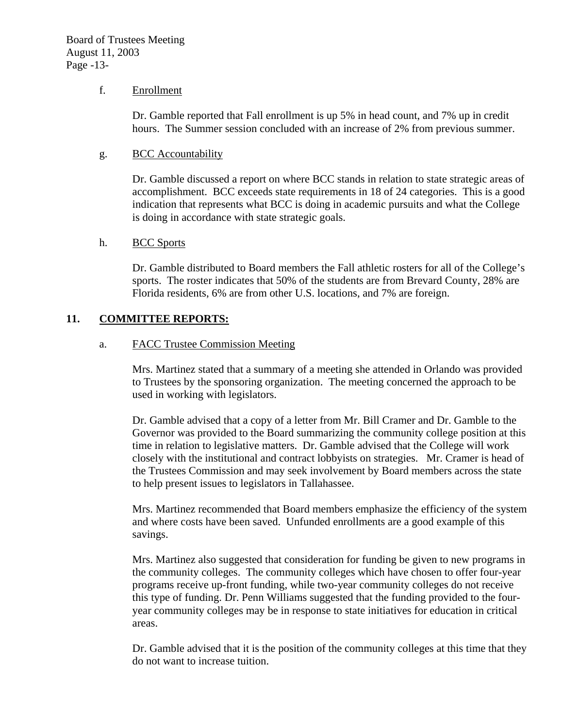f. Enrollment

Dr. Gamble reported that Fall enrollment is up 5% in head count, and 7% up in credit hours. The Summer session concluded with an increase of 2% from previous summer.

g. BCC Accountability

Dr. Gamble discussed a report on where BCC stands in relation to state strategic areas of accomplishment. BCC exceeds state requirements in 18 of 24 categories. This is a good indication that represents what BCC is doing in academic pursuits and what the College is doing in accordance with state strategic goals.

h. BCC Sports

Dr. Gamble distributed to Board members the Fall athletic rosters for all of the College's sports. The roster indicates that 50% of the students are from Brevard County, 28% are Florida residents, 6% are from other U.S. locations, and 7% are foreign.

## 11. COMMITTEE REPORTS:

a. FACC Trustee Commission Meeting

Mrs. Martinez stated that a summary of a meeting she attended in Orlando was provided to Trustees by the sponsoring organization. The meeting concerned the approach to be used in working with legislators.

Dr. Gamble advised that a copy of a letter from Mr. Bill Cramer and Dr. Gamble to the Governor was provided to the Board summarizing the community college position at this time in relation to legislative matters. Dr. Gamble advised that the College will work closely with the institutional and contract lobbyists on strategies. Mr. Cramer is head of the Trustees Commission and may seek involvement by Board members across the state to help present issues to legislators in Tallahassee.

Mrs. Martinez recommended that Board members emphasize the efficiency of the system and where costs have been saved. Unfunded enrollments are a good example of this savings.

Mrs. Martinez also suggested that consideration for funding be given to new programs in the community colleges. The community colleges which have chosen to offer four-year programs receive up-front funding, while two-year community colleges do not receive this type of funding. Dr. Penn Williams suggested that the funding provided to the four-year community colleges may be in response to state initiatives for education in critical areas.

Dr. Gamble advised that it is the position of the community colleges at this time that they do not want to increase tuition.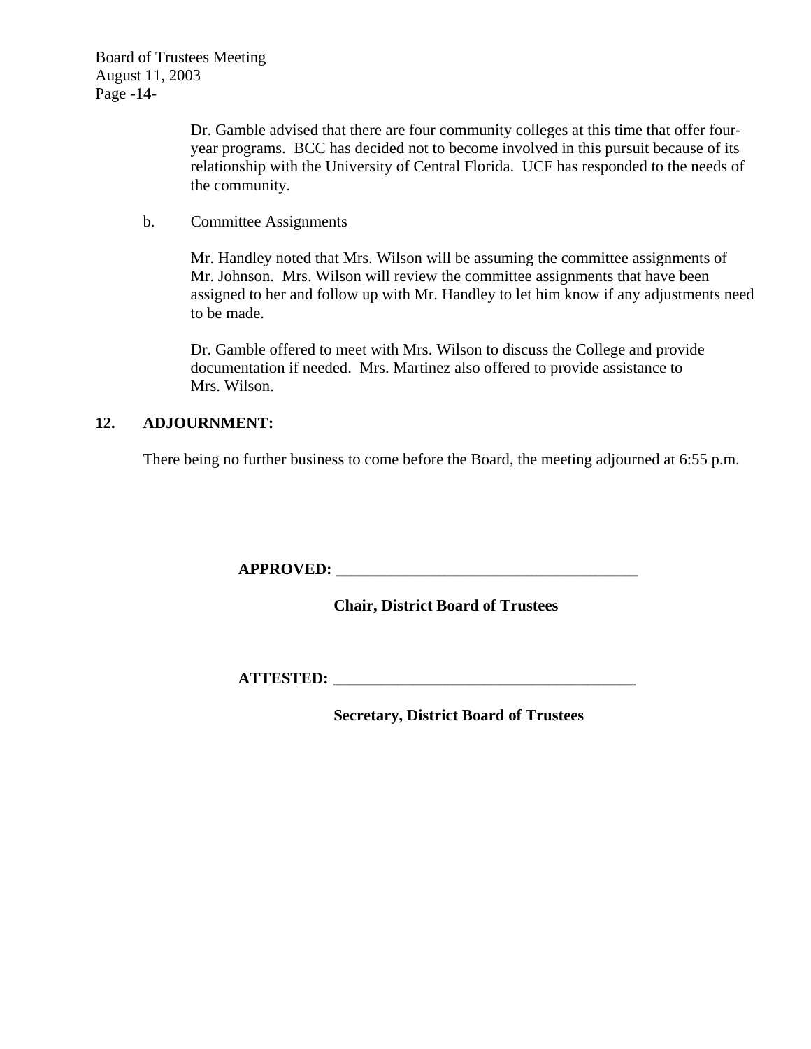Dr. Gamble advised that there are four community colleges at this time that offer four-year programs. BCC has decided not to become involved in this pursuit because of its relationship with the University of Central Florida. UCF has responded to the needs of the community.

b. Committee Assignments

Mr. Handley noted that Mrs. Wilson will be assuming the committee assignments of Mr. Johnson. Mrs. Wilson will review the committee assignments that have been assigned to her and follow up with Mr. Handley to let him know if any adjustments need to be made.

Dr. Gamble offered to meet with Mrs. Wilson to discuss the College and provide documentation if needed. Mrs. Martinez also offered to provide assistance to Mrs. Wilson.

## 12. ADJOURNMENT:

There being no further business to come before the Board, the meeting adjourned at 6:55 p.m.

**APPROVED: ______________________________________**

**Chair, District Board of Trustees**

**ATTESTED: ______________________________________**

**Secretary, District Board of Trustees**